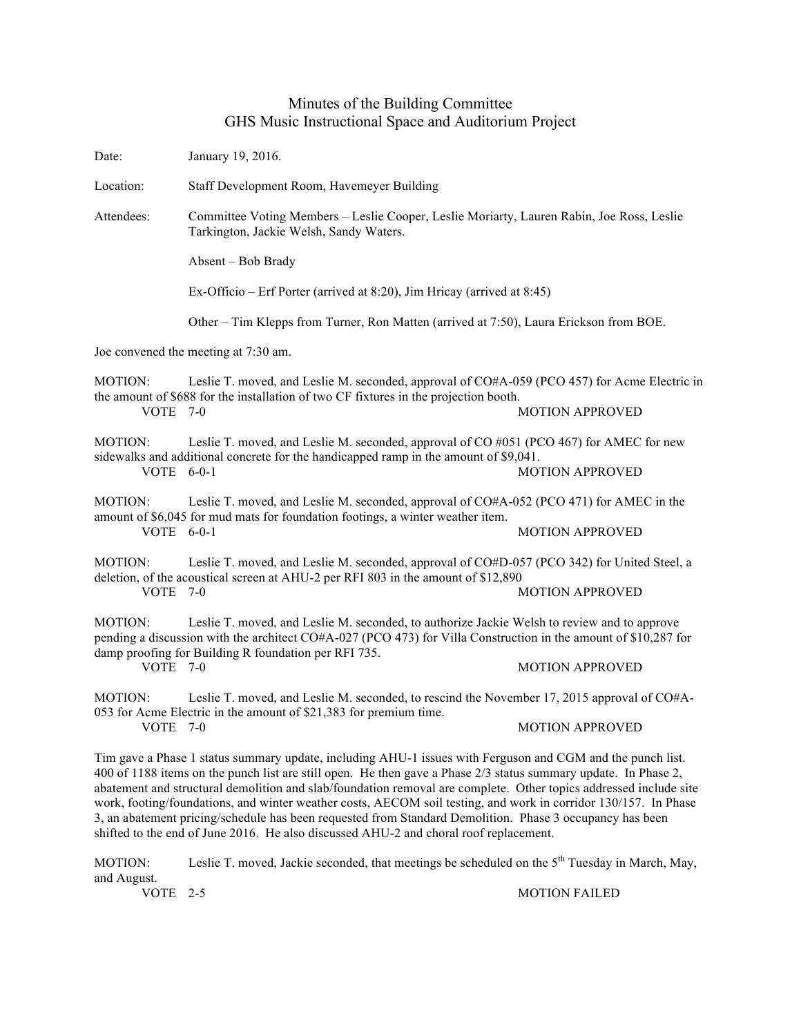# Minutes of the Building Committee
## GHS Music Instructional Space and Auditorium Project

Date: January 19, 2016.

Location: Staff Development Room, Havemeyer Building

Attendees: Committee Voting Members – Leslie Cooper, Leslie Moriarty, Lauren Rabin, Joe Ross, Leslie Tarkington, Jackie Welsh, Sandy Waters.

Absent – Bob Brady

Ex-Officio – Erf Porter (arrived at 8:20), Jim Hricay (arrived at 8:45)

Other – Tim Klepps from Turner, Ron Matten (arrived at 7:50), Laura Erickson from BOE.

Joe convened the meeting at 7:30 am.

MOTION: Leslie T. moved, and Leslie M. seconded, approval of CO#A-059 (PCO 457) for Acme Electric in the amount of $688 for the installation of two CF fixtures in the projection booth.
VOTE 7-0 MOTION APPROVED

MOTION: Leslie T. moved, and Leslie M. seconded, approval of CO #051 (PCO 467) for AMEC for new sidewalks and additional concrete for the handicapped ramp in the amount of $9,041.
VOTE 6-0-1 MOTION APPROVED

MOTION: Leslie T. moved, and Leslie M. seconded, approval of CO#A-052 (PCO 471) for AMEC in the amount of $6,045 for mud mats for foundation footings, a winter weather item.
VOTE 6-0-1 MOTION APPROVED

MOTION: Leslie T. moved, and Leslie M. seconded, approval of CO#D-057 (PCO 342) for United Steel, a deletion, of the acoustical screen at AHU-2 per RFI 803 in the amount of $12,890
VOTE 7-0 MOTION APPROVED

MOTION: Leslie T. moved, and Leslie M. seconded, to authorize Jackie Welsh to review and to approve pending a discussion with the architect CO#A-027 (PCO 473) for Villa Construction in the amount of $10,287 for damp proofing for Building R foundation per RFI 735.
VOTE 7-0 MOTION APPROVED

MOTION: Leslie T. moved, and Leslie M. seconded, to rescind the November 17, 2015 approval of CO#A-053 for Acme Electric in the amount of $21,383 for premium time.
VOTE 7-0 MOTION APPROVED

Tim gave a Phase 1 status summary update, including AHU-1 issues with Ferguson and CGM and the punch list. 400 of 1188 items on the punch list are still open. He then gave a Phase 2/3 status summary update. In Phase 2, abatement and structural demolition and slab/foundation removal are complete. Other topics addressed include site work, footing/foundations, and winter weather costs, AECOM soil testing, and work in corridor 130/157. In Phase 3, an abatement pricing/schedule has been requested from Standard Demolition. Phase 3 occupancy has been shifted to the end of June 2016. He also discussed AHU-2 and choral roof replacement.

MOTION: Leslie T. moved, Jackie seconded, that meetings be scheduled on the 5th Tuesday in March, May, and August.
VOTE 2-5 MOTION FAILED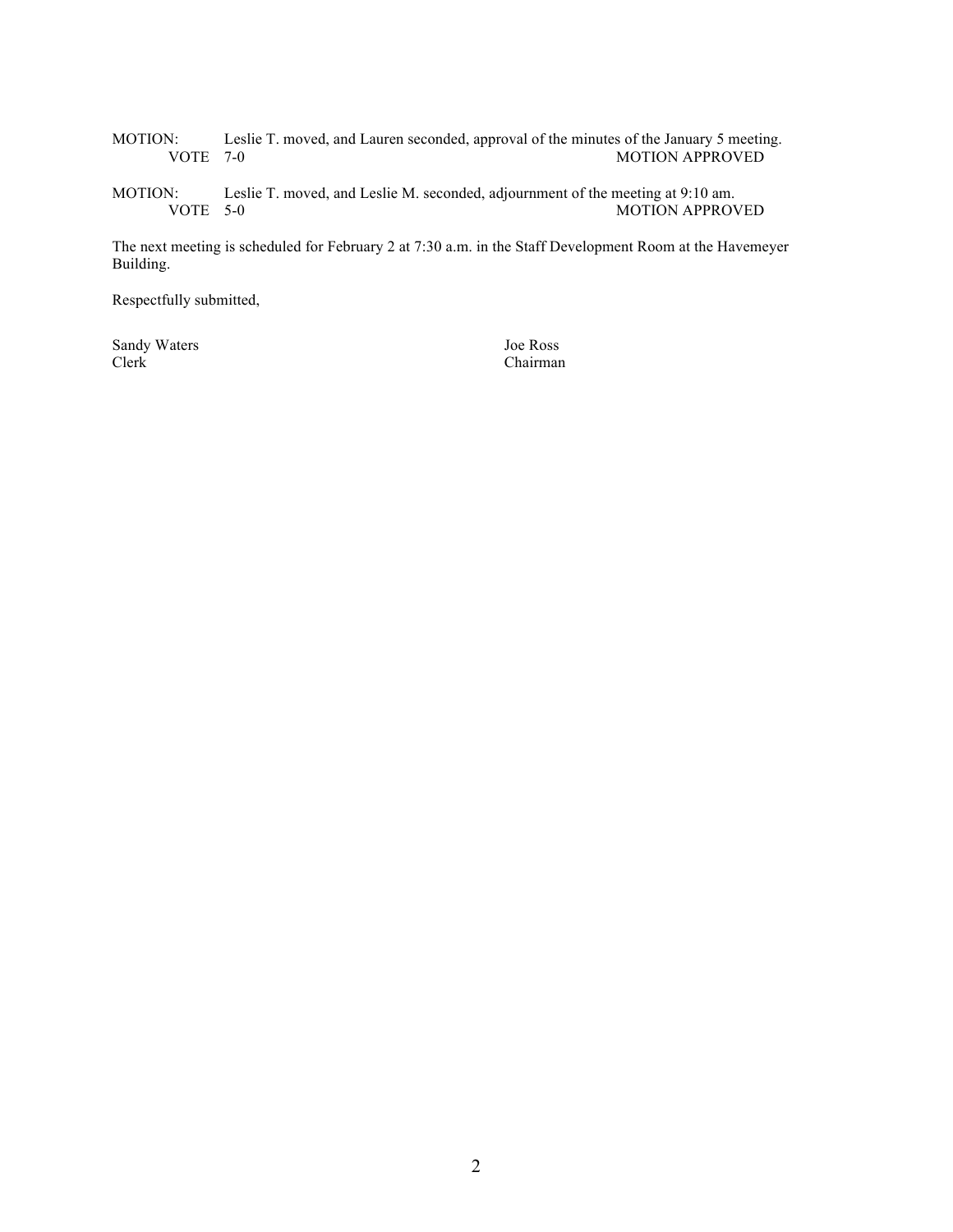MOTION: Leslie T. moved, and Lauren seconded, approval of the minutes of the January 5 meeting.
VOTE 7-0 MOTION APPROVED

MOTION: Leslie T. moved, and Leslie M. seconded, adjournment of the meeting at 9:10 am.
VOTE 5-0 MOTION APPROVED

The next meeting is scheduled for February 2 at 7:30 a.m. in the Staff Development Room at the Havemeyer Building.

Respectfully submitted,

Sandy Waters
Clerk

Joe Ross
Chairman